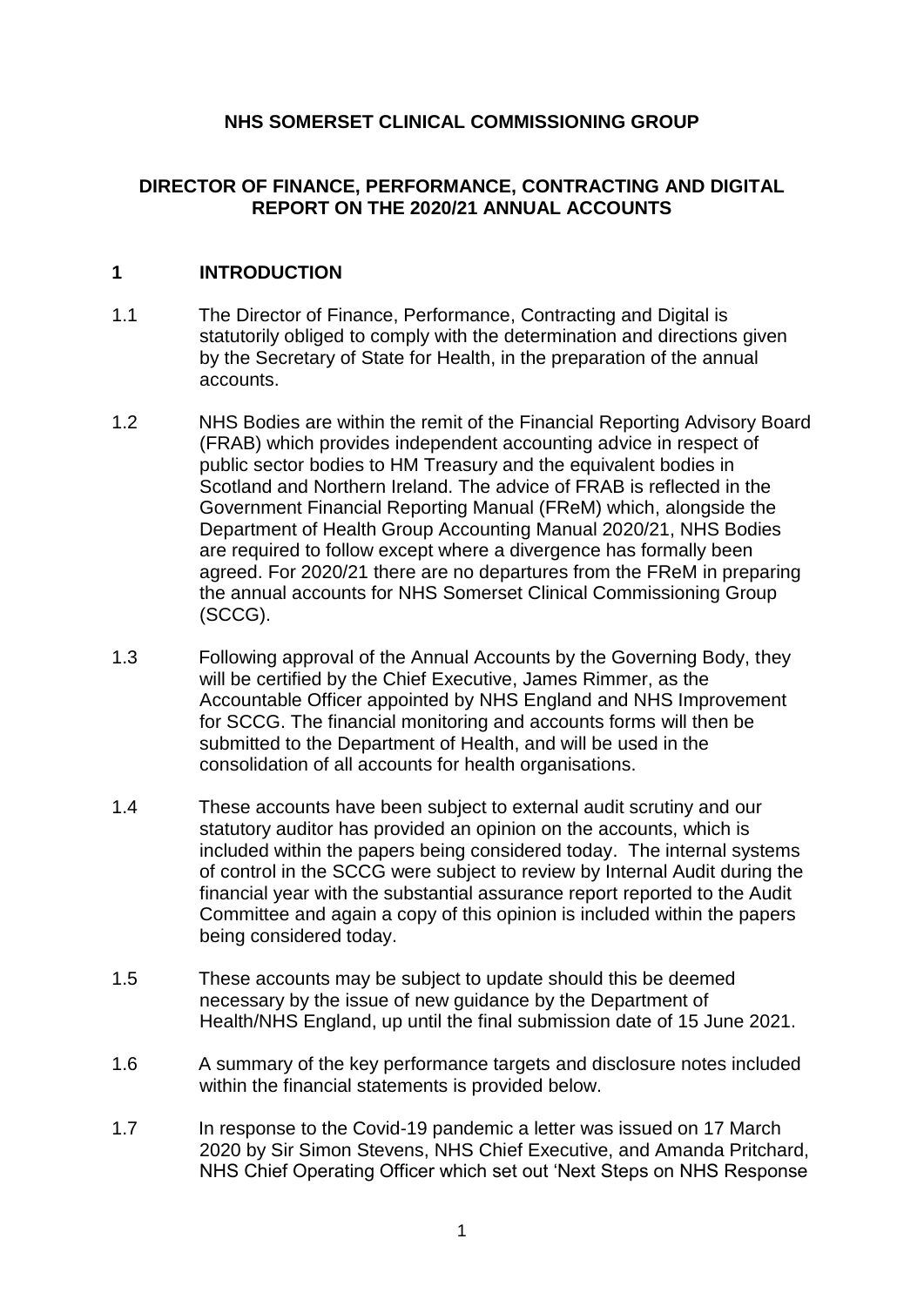**NHS SOMERSET CLINICAL COMMISSIONING GROUP**

**DIRECTOR OF FINANCE, PERFORMANCE, CONTRACTING AND DIGITAL REPORT ON THE 2020/21 ANNUAL ACCOUNTS**

## 1 INTRODUCTION

1.1 The Director of Finance, Performance, Contracting and Digital is statutorily obliged to comply with the determination and directions given by the Secretary of State for Health, in the preparation of the annual accounts.

1.2 NHS Bodies are within the remit of the Financial Reporting Advisory Board (FRAB) which provides independent accounting advice in respect of public sector bodies to HM Treasury and the equivalent bodies in Scotland and Northern Ireland. The advice of FRAB is reflected in the Government Financial Reporting Manual (FReM) which, alongside the Department of Health Group Accounting Manual 2020/21, NHS Bodies are required to follow except where a divergence has formally been agreed. For 2020/21 there are no departures from the FReM in preparing the annual accounts for NHS Somerset Clinical Commissioning Group (SCCG).

1.3 Following approval of the Annual Accounts by the Governing Body, they will be certified by the Chief Executive, James Rimmer, as the Accountable Officer appointed by NHS England and NHS Improvement for SCCG. The financial monitoring and accounts forms will then be submitted to the Department of Health, and will be used in the consolidation of all accounts for health organisations.

1.4 These accounts have been subject to external audit scrutiny and our statutory auditor has provided an opinion on the accounts, which is included within the papers being considered today. The internal systems of control in the SCCG were subject to review by Internal Audit during the financial year with the substantial assurance report reported to the Audit Committee and again a copy of this opinion is included within the papers being considered today.

1.5 These accounts may be subject to update should this be deemed necessary by the issue of new guidance by the Department of Health/NHS England, up until the final submission date of 15 June 2021.

1.6 A summary of the key performance targets and disclosure notes included within the financial statements is provided below.

1.7 In response to the Covid-19 pandemic a letter was issued on 17 March 2020 by Sir Simon Stevens, NHS Chief Executive, and Amanda Pritchard, NHS Chief Operating Officer which set out 'Next Steps on NHS Response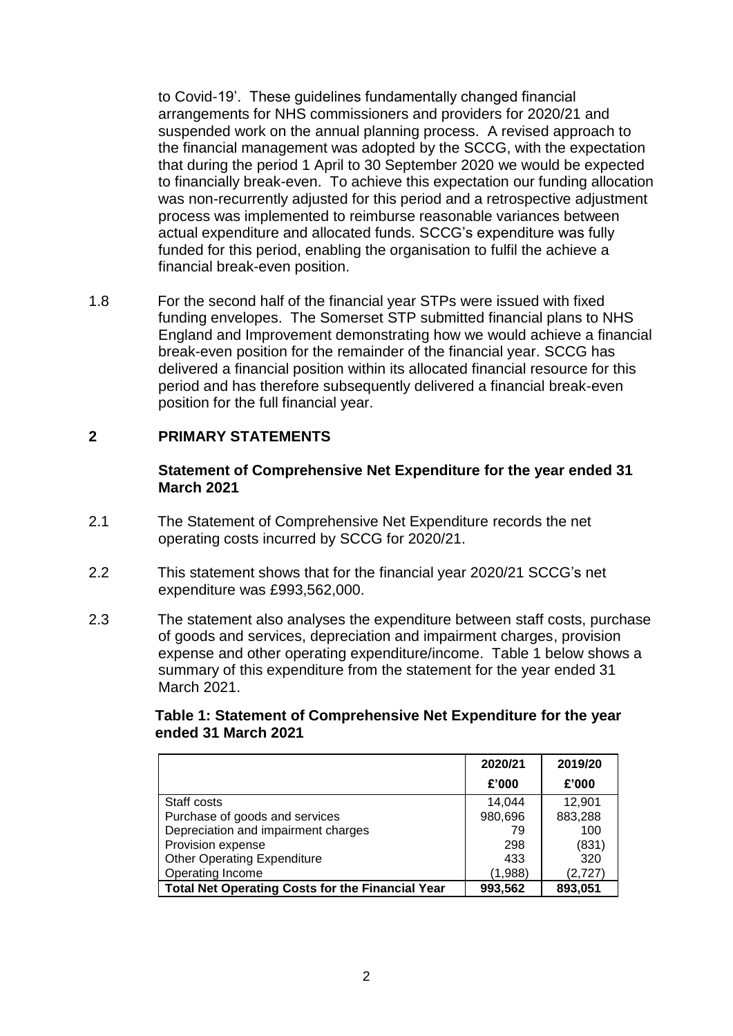to Covid-19'. These guidelines fundamentally changed financial arrangements for NHS commissioners and providers for 2020/21 and suspended work on the annual planning process. A revised approach to the financial management was adopted by the SCCG, with the expectation that during the period 1 April to 30 September 2020 we would be expected to financially break-even. To achieve this expectation our funding allocation was non-recurrently adjusted for this period and a retrospective adjustment process was implemented to reimburse reasonable variances between actual expenditure and allocated funds. SCCG's expenditure was fully funded for this period, enabling the organisation to fulfil the achieve a financial break-even position.

1.8 For the second half of the financial year STPs were issued with fixed funding envelopes. The Somerset STP submitted financial plans to NHS England and Improvement demonstrating how we would achieve a financial break-even position for the remainder of the financial year. SCCG has delivered a financial position within its allocated financial resource for this period and has therefore subsequently delivered a financial break-even position for the full financial year.

## 2 PRIMARY STATEMENTS

### Statement of Comprehensive Net Expenditure for the year ended 31 March 2021

2.1 The Statement of Comprehensive Net Expenditure records the net operating costs incurred by SCCG for 2020/21.

2.2 This statement shows that for the financial year 2020/21 SCCG's net expenditure was £993,562,000.

2.3 The statement also analyses the expenditure between staff costs, purchase of goods and services, depreciation and impairment charges, provision expense and other operating expenditure/income. Table 1 below shows a summary of this expenditure from the statement for the year ended 31 March 2021.

**Table 1: Statement of Comprehensive Net Expenditure for the year ended 31 March 2021**

| | 2020/21 | 2019/20 |
|---|---|---|
| | £'000 | £'000 |
| Staff costs | 14,044 | 12,901 |
| Purchase of goods and services | 980,696 | 883,288 |
| Depreciation and impairment charges | 79 | 100 |
| Provision expense | 298 | (831) |
| Other Operating Expenditure | 433 | 320 |
| Operating Income | (1,988) | (2,727) |
| **Total Net Operating Costs for the Financial Year** | **993,562** | **893,051** |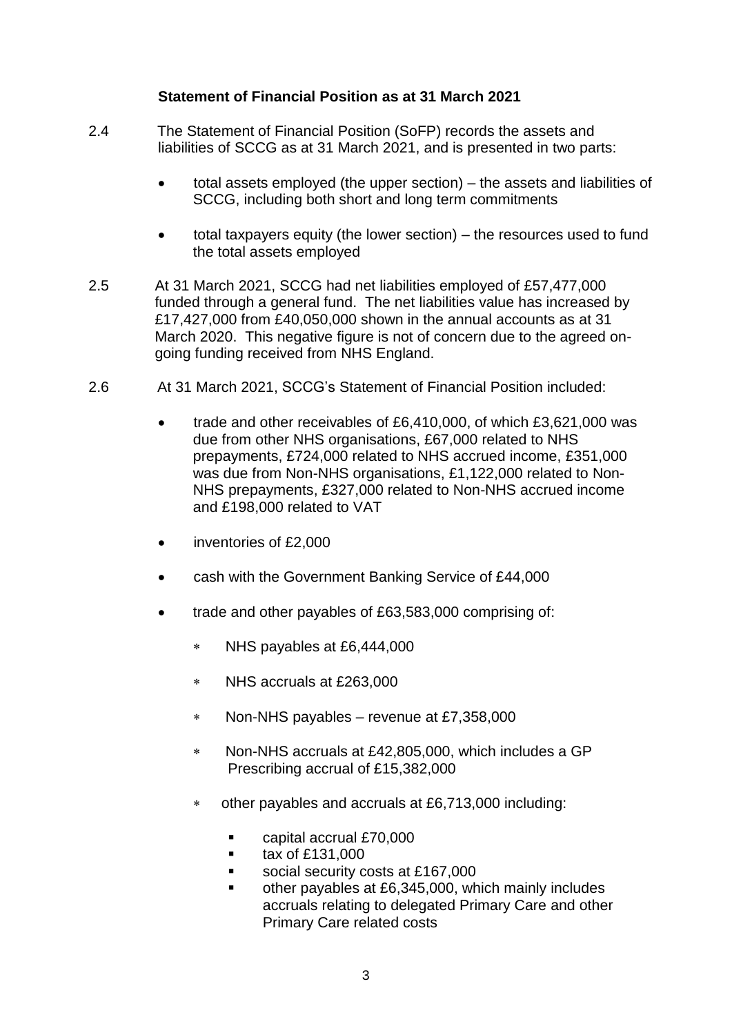### Statement of Financial Position as at 31 March 2021

2.4 The Statement of Financial Position (SoFP) records the assets and liabilities of SCCG as at 31 March 2021, and is presented in two parts:

- total assets employed (the upper section) – the assets and liabilities of SCCG, including both short and long term commitments
- total taxpayers equity (the lower section) – the resources used to fund the total assets employed

2.5 At 31 March 2021, SCCG had net liabilities employed of £57,477,000 funded through a general fund. The net liabilities value has increased by £17,427,000 from £40,050,000 shown in the annual accounts as at 31 March 2020. This negative figure is not of concern due to the agreed on-going funding received from NHS England.

2.6 At 31 March 2021, SCCG's Statement of Financial Position included:

- trade and other receivables of £6,410,000, of which £3,621,000 was due from other NHS organisations, £67,000 related to NHS prepayments, £724,000 related to NHS accrued income, £351,000 was due from Non-NHS organisations, £1,122,000 related to Non-NHS prepayments, £327,000 related to Non-NHS accrued income and £198,000 related to VAT
- inventories of £2,000
- cash with the Government Banking Service of £44,000
- trade and other payables of £63,583,000 comprising of:
  - NHS payables at £6,444,000
  - NHS accruals at £263,000
  - Non-NHS payables – revenue at £7,358,000
  - Non-NHS accruals at £42,805,000, which includes a GP Prescribing accrual of £15,382,000
  - other payables and accruals at £6,713,000 including:
    - capital accrual £70,000
    - tax of £131,000
    - social security costs at £167,000
    - other payables at £6,345,000, which mainly includes accruals relating to delegated Primary Care and other Primary Care related costs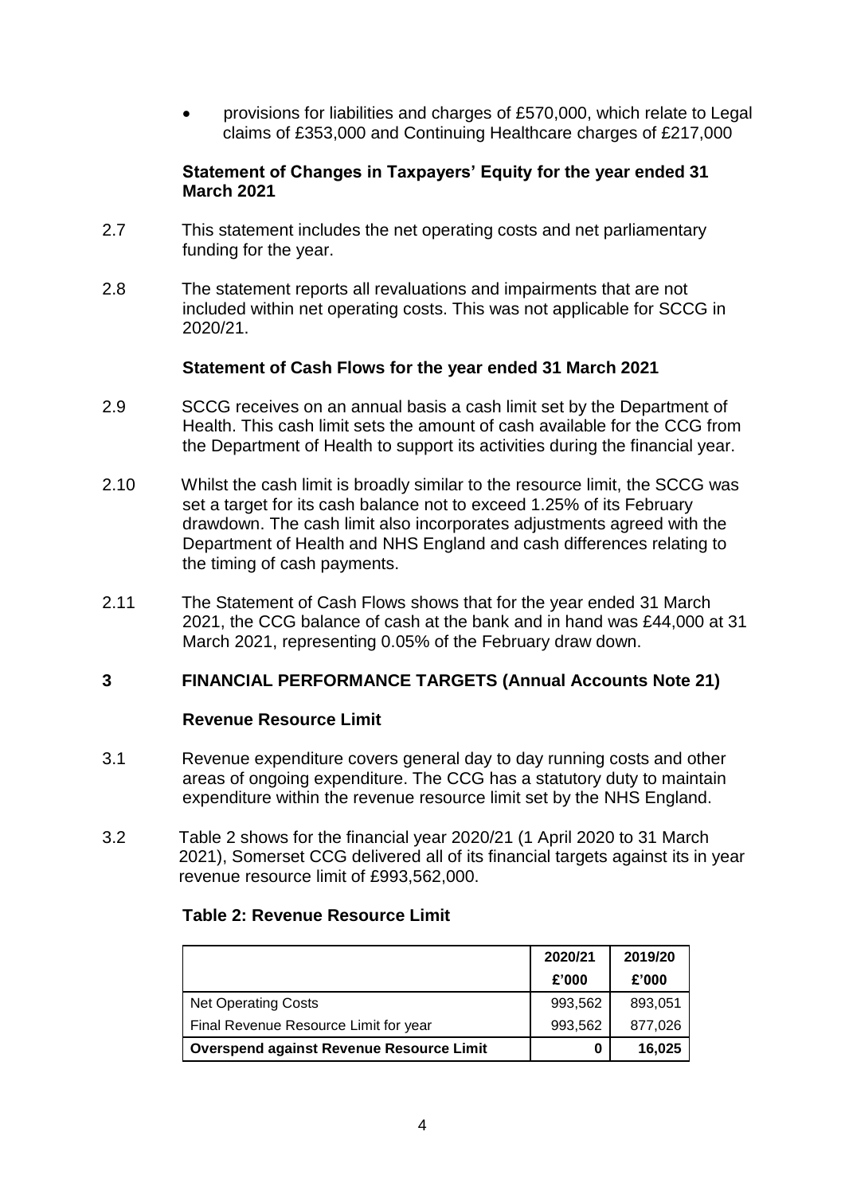- provisions for liabilities and charges of £570,000, which relate to Legal claims of £353,000 and Continuing Healthcare charges of £217,000

### Statement of Changes in Taxpayers' Equity for the year ended 31 March 2021

2.7 This statement includes the net operating costs and net parliamentary funding for the year.

2.8 The statement reports all revaluations and impairments that are not included within net operating costs. This was not applicable for SCCG in 2020/21.

### Statement of Cash Flows for the year ended 31 March 2021

2.9 SCCG receives on an annual basis a cash limit set by the Department of Health. This cash limit sets the amount of cash available for the CCG from the Department of Health to support its activities during the financial year.

2.10 Whilst the cash limit is broadly similar to the resource limit, the SCCG was set a target for its cash balance not to exceed 1.25% of its February drawdown. The cash limit also incorporates adjustments agreed with the Department of Health and NHS England and cash differences relating to the timing of cash payments.

2.11 The Statement of Cash Flows shows that for the year ended 31 March 2021, the CCG balance of cash at the bank and in hand was £44,000 at 31 March 2021, representing 0.05% of the February draw down.

## 3 FINANCIAL PERFORMANCE TARGETS (Annual Accounts Note 21)

### Revenue Resource Limit

3.1 Revenue expenditure covers general day to day running costs and other areas of ongoing expenditure. The CCG has a statutory duty to maintain expenditure within the revenue resource limit set by the NHS England.

3.2 Table 2 shows for the financial year 2020/21 (1 April 2020 to 31 March 2021), Somerset CCG delivered all of its financial targets against its in year revenue resource limit of £993,562,000.

**Table 2: Revenue Resource Limit**

| | 2020/21 £'000 | 2019/20 £'000 |
|---|---|---|
| Net Operating Costs | 993,562 | 893,051 |
| Final Revenue Resource Limit for year | 993,562 | 877,026 |
| **Overspend against Revenue Resource Limit** | **0** | **16,025** |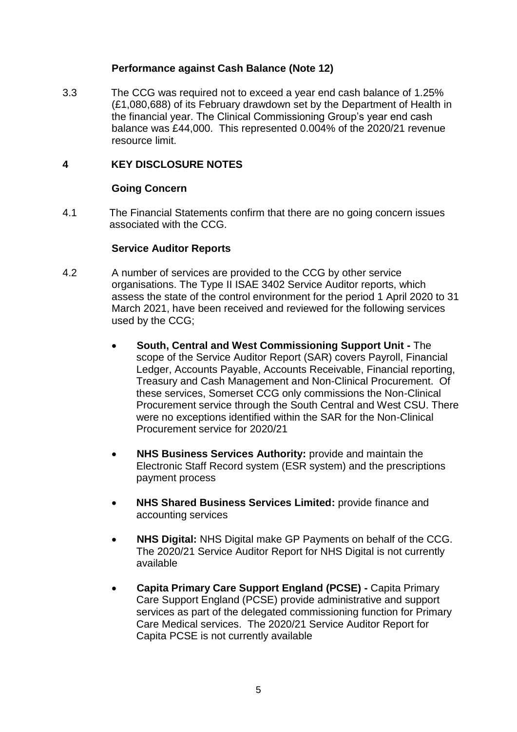### Performance against Cash Balance (Note 12)

3.3 The CCG was required not to exceed a year end cash balance of 1.25% (£1,080,688) of its February drawdown set by the Department of Health in the financial year. The Clinical Commissioning Group's year end cash balance was £44,000. This represented 0.004% of the 2020/21 revenue resource limit.

## 4 KEY DISCLOSURE NOTES

### Going Concern

4.1 The Financial Statements confirm that there are no going concern issues associated with the CCG.

### Service Auditor Reports

4.2 A number of services are provided to the CCG by other service organisations. The Type II ISAE 3402 Service Auditor reports, which assess the state of the control environment for the period 1 April 2020 to 31 March 2021, have been received and reviewed for the following services used by the CCG;

- **South, Central and West Commissioning Support Unit -** The scope of the Service Auditor Report (SAR) covers Payroll, Financial Ledger, Accounts Payable, Accounts Receivable, Financial reporting, Treasury and Cash Management and Non-Clinical Procurement. Of these services, Somerset CCG only commissions the Non-Clinical Procurement service through the South Central and West CSU. There were no exceptions identified within the SAR for the Non-Clinical Procurement service for 2020/21

- **NHS Business Services Authority:** provide and maintain the Electronic Staff Record system (ESR system) and the prescriptions payment process

- **NHS Shared Business Services Limited:** provide finance and accounting services

- **NHS Digital:** NHS Digital make GP Payments on behalf of the CCG. The 2020/21 Service Auditor Report for NHS Digital is not currently available

- **Capita Primary Care Support England (PCSE) -** Capita Primary Care Support England (PCSE) provide administrative and support services as part of the delegated commissioning function for Primary Care Medical services. The 2020/21 Service Auditor Report for Capita PCSE is not currently available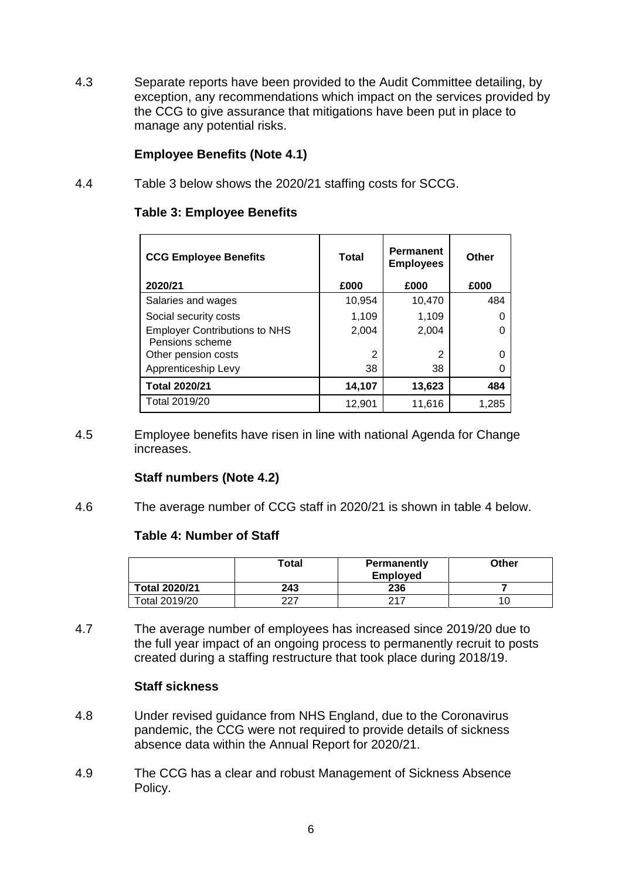4.3 Separate reports have been provided to the Audit Committee detailing, by exception, any recommendations which impact on the services provided by the CCG to give assurance that mitigations have been put in place to manage any potential risks.

### Employee Benefits (Note 4.1)

4.4 Table 3 below shows the 2020/21 staffing costs for SCCG.

**Table 3: Employee Benefits**

| CCG Employee Benefits<br>2020/21 | Total<br>£000 | Permanent Employees<br>£000 | Other<br>£000 |
|---|---|---|---|
| Salaries and wages | 10,954 | 10,470 | 484 |
| Social security costs | 1,109 | 1,109 | 0 |
| Employer Contributions to NHS Pensions scheme | 2,004 | 2,004 | 0 |
| Other pension costs | 2 | 2 | 0 |
| Apprenticeship Levy | 38 | 38 | 0 |
| **Total 2020/21** | **14,107** | **13,623** | **484** |
| Total 2019/20 | 12,901 | 11,616 | 1,285 |

4.5 Employee benefits have risen in line with national Agenda for Change increases.

### Staff numbers (Note 4.2)

4.6 The average number of CCG staff in 2020/21 is shown in table 4 below.

**Table 4: Number of Staff**

| | Total | Permanently Employed | Other |
|---|---|---|---|
| **Total 2020/21** | **243** | **236** | **7** |
| Total 2019/20 | 227 | 217 | 10 |

4.7 The average number of employees has increased since 2019/20 due to the full year impact of an ongoing process to permanently recruit to posts created during a staffing restructure that took place during 2018/19.

### Staff sickness

4.8 Under revised guidance from NHS England, due to the Coronavirus pandemic, the CCG were not required to provide details of sickness absence data within the Annual Report for 2020/21.

4.9 The CCG has a clear and robust Management of Sickness Absence Policy.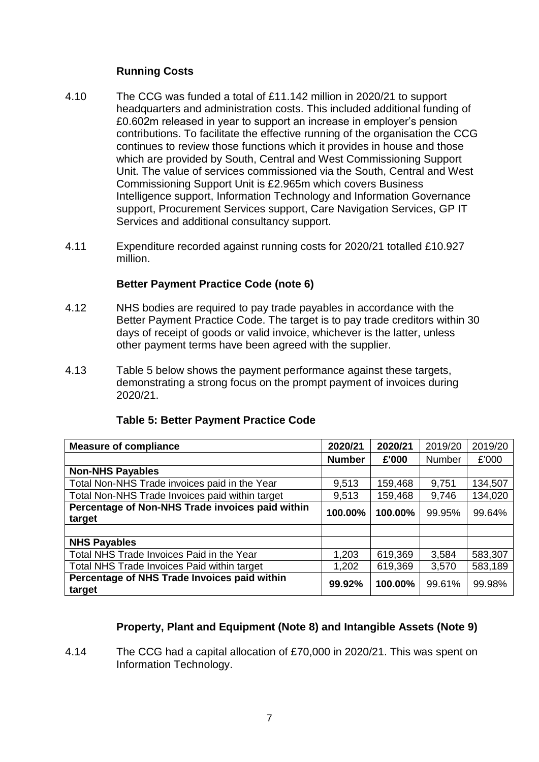### Running Costs

4.10 The CCG was funded a total of £11.142 million in 2020/21 to support headquarters and administration costs. This included additional funding of £0.602m released in year to support an increase in employer's pension contributions. To facilitate the effective running of the organisation the CCG continues to review those functions which it provides in house and those which are provided by South, Central and West Commissioning Support Unit. The value of services commissioned via the South, Central and West Commissioning Support Unit is £2.965m which covers Business Intelligence support, Information Technology and Information Governance support, Procurement Services support, Care Navigation Services, GP IT Services and additional consultancy support.

4.11 Expenditure recorded against running costs for 2020/21 totalled £10.927 million.

### Better Payment Practice Code (note 6)

4.12 NHS bodies are required to pay trade payables in accordance with the Better Payment Practice Code. The target is to pay trade creditors within 30 days of receipt of goods or valid invoice, whichever is the latter, unless other payment terms have been agreed with the supplier.

4.13 Table 5 below shows the payment performance against these targets, demonstrating a strong focus on the prompt payment of invoices during 2020/21.

**Table 5: Better Payment Practice Code**

| **Measure of compliance** | **2020/21** | **2020/21** | 2019/20 | 2019/20 |
|---|---|---|---|---|
| | **Number** | **£'000** | Number | £'000 |
| **Non-NHS Payables** | | | | |
| Total Non-NHS Trade invoices paid in the Year | 9,513 | 159,468 | 9,751 | 134,507 |
| Total Non-NHS Trade Invoices paid within target | 9,513 | 159,468 | 9,746 | 134,020 |
| **Percentage of Non-NHS Trade invoices paid within target** | **100.00%** | **100.00%** | 99.95% | 99.64% |
| | | | | |
| **NHS Payables** | | | | |
| Total NHS Trade Invoices Paid in the Year | 1,203 | 619,369 | 3,584 | 583,307 |
| Total NHS Trade Invoices Paid within target | 1,202 | 619,369 | 3,570 | 583,189 |
| **Percentage of NHS Trade Invoices paid within target** | **99.92%** | **100.00%** | 99.61% | 99.98% |

### Property, Plant and Equipment (Note 8) and Intangible Assets (Note 9)

4.14 The CCG had a capital allocation of £70,000 in 2020/21. This was spent on Information Technology.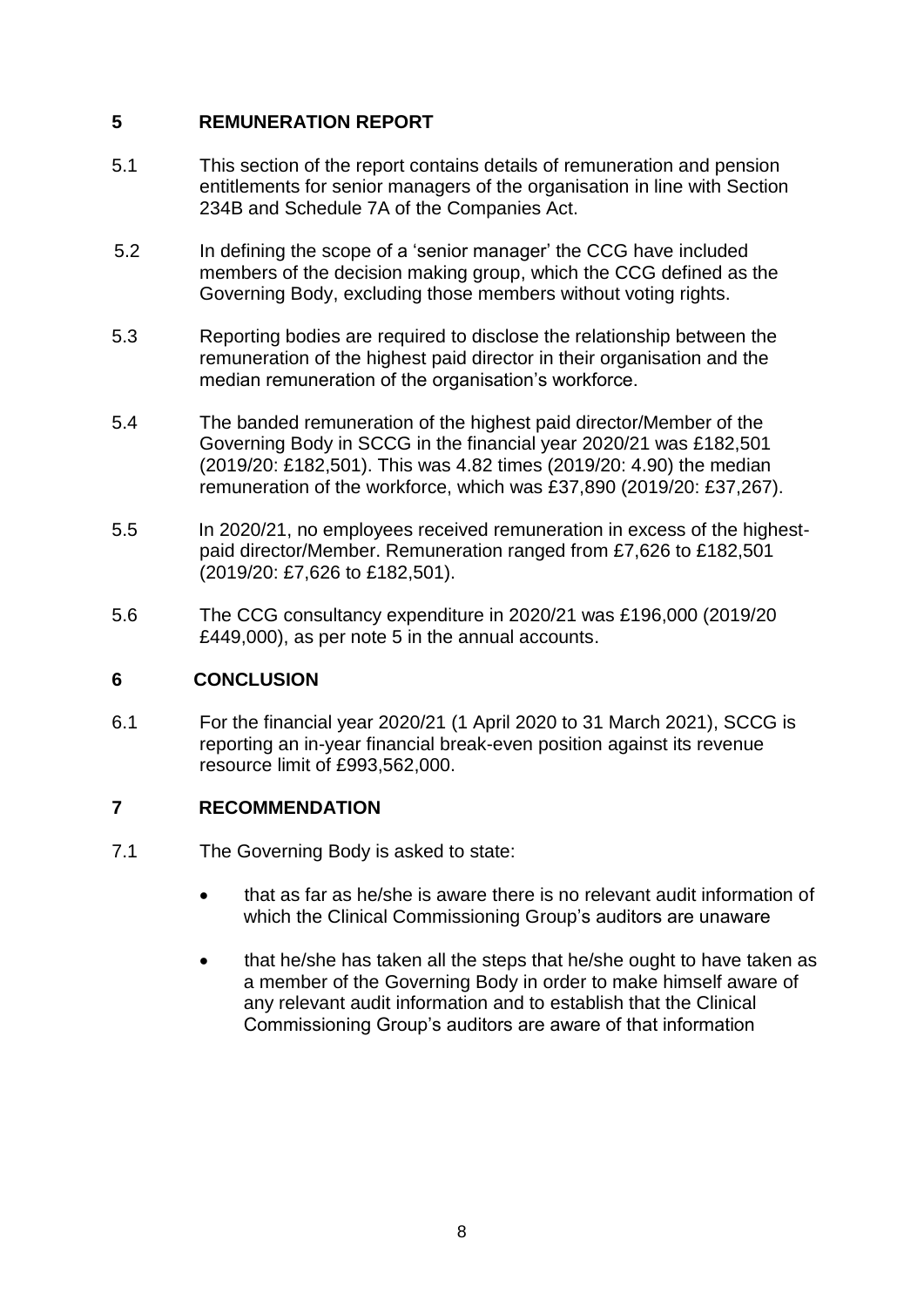## 5 REMUNERATION REPORT

5.1 This section of the report contains details of remuneration and pension entitlements for senior managers of the organisation in line with Section 234B and Schedule 7A of the Companies Act.

5.2 In defining the scope of a 'senior manager' the CCG have included members of the decision making group, which the CCG defined as the Governing Body, excluding those members without voting rights.

5.3 Reporting bodies are required to disclose the relationship between the remuneration of the highest paid director in their organisation and the median remuneration of the organisation's workforce.

5.4 The banded remuneration of the highest paid director/Member of the Governing Body in SCCG in the financial year 2020/21 was £182,501 (2019/20: £182,501). This was 4.82 times (2019/20: 4.90) the median remuneration of the workforce, which was £37,890 (2019/20: £37,267).

5.5 In 2020/21, no employees received remuneration in excess of the highest-paid director/Member. Remuneration ranged from £7,626 to £182,501 (2019/20: £7,626 to £182,501).

5.6 The CCG consultancy expenditure in 2020/21 was £196,000 (2019/20 £449,000), as per note 5 in the annual accounts.

## 6 CONCLUSION

6.1 For the financial year 2020/21 (1 April 2020 to 31 March 2021), SCCG is reporting an in-year financial break-even position against its revenue resource limit of £993,562,000.

## 7 RECOMMENDATION

7.1 The Governing Body is asked to state:

- that as far as he/she is aware there is no relevant audit information of which the Clinical Commissioning Group's auditors are unaware
- that he/she has taken all the steps that he/she ought to have taken as a member of the Governing Body in order to make himself aware of any relevant audit information and to establish that the Clinical Commissioning Group's auditors are aware of that information